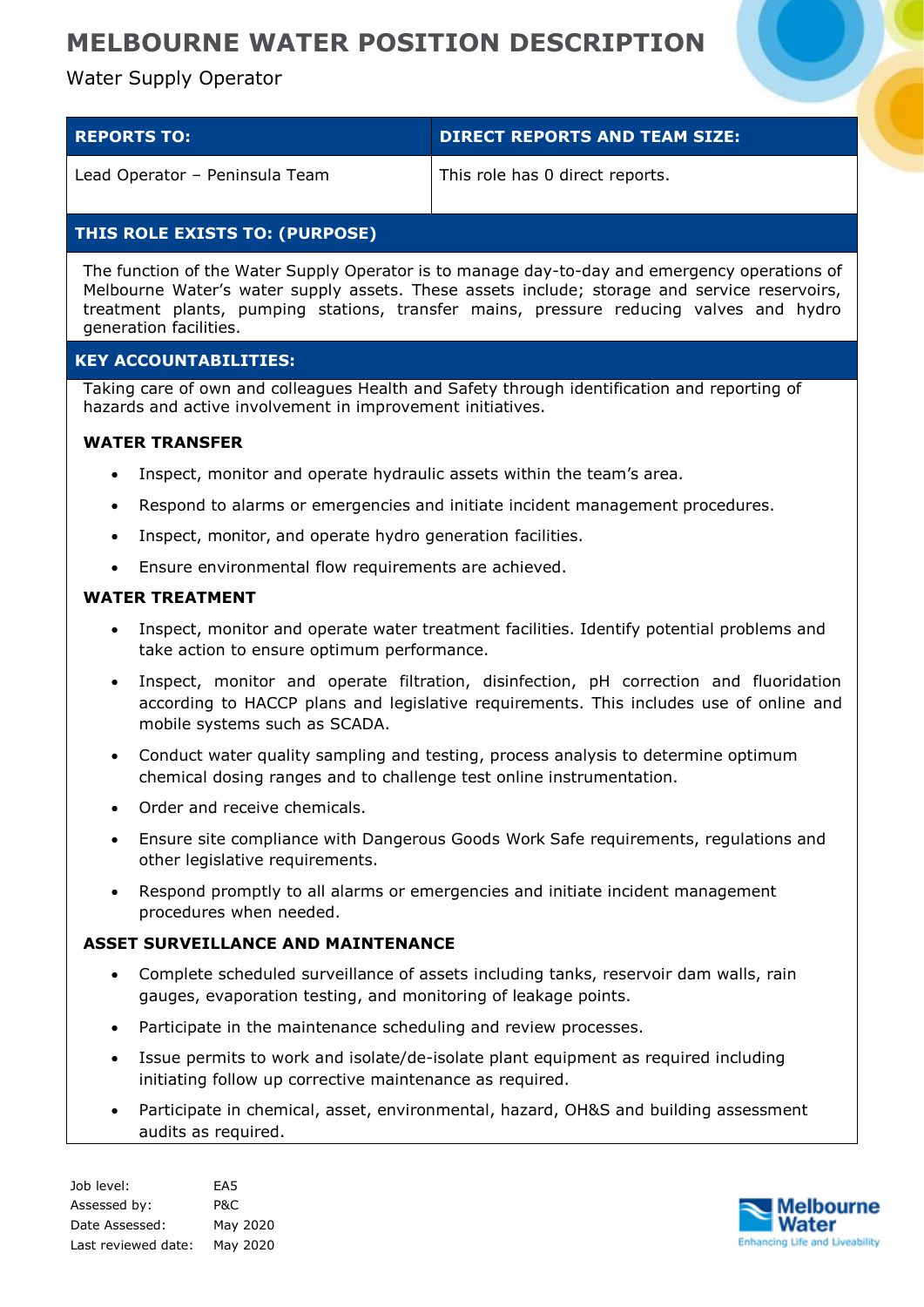# MELBOURNE WATER POSITION DESCRIPTION

Water Supply Operator

| REPORTS TO: | DIRECT REPORTS AND TEAM SIZE: |
| --- | --- |
| Lead Operator – Peninsula Team | This role has 0 direct reports. |

## THIS ROLE EXISTS TO: (PURPOSE)

The function of the Water Supply Operator is to manage day-to-day and emergency operations of Melbourne Water's water supply assets. These assets include; storage and service reservoirs, treatment plants, pumping stations, transfer mains, pressure reducing valves and hydro generation facilities.

## KEY ACCOUNTABILITIES:

Taking care of own and colleagues Health and Safety through identification and reporting of hazards and active involvement in improvement initiatives.

### WATER TRANSFER

- Inspect, monitor and operate hydraulic assets within the team's area.
- Respond to alarms or emergencies and initiate incident management procedures.
- Inspect, monitor, and operate hydro generation facilities.
- Ensure environmental flow requirements are achieved.

### WATER TREATMENT

- Inspect, monitor and operate water treatment facilities. Identify potential problems and take action to ensure optimum performance.
- Inspect, monitor and operate filtration, disinfection, pH correction and fluoridation according to HACCP plans and legislative requirements. This includes use of online and mobile systems such as SCADA.
- Conduct water quality sampling and testing, process analysis to determine optimum chemical dosing ranges and to challenge test online instrumentation.
- Order and receive chemicals.
- Ensure site compliance with Dangerous Goods Work Safe requirements, regulations and other legislative requirements.
- Respond promptly to all alarms or emergencies and initiate incident management procedures when needed.

### ASSET SURVEILLANCE AND MAINTENANCE

- Complete scheduled surveillance of assets including tanks, reservoir dam walls, rain gauges, evaporation testing, and monitoring of leakage points.
- Participate in the maintenance scheduling and review processes.
- Issue permits to work and isolate/de-isolate plant equipment as required including initiating follow up corrective maintenance as required.
- Participate in chemical, asset, environmental, hazard, OH&S and building assessment audits as required.

| | |
| --- | --- |
| Job level: | EA5 |
| Assessed by: | P&C |
| Date Assessed: | May 2020 |
| Last reviewed date: | May 2020 |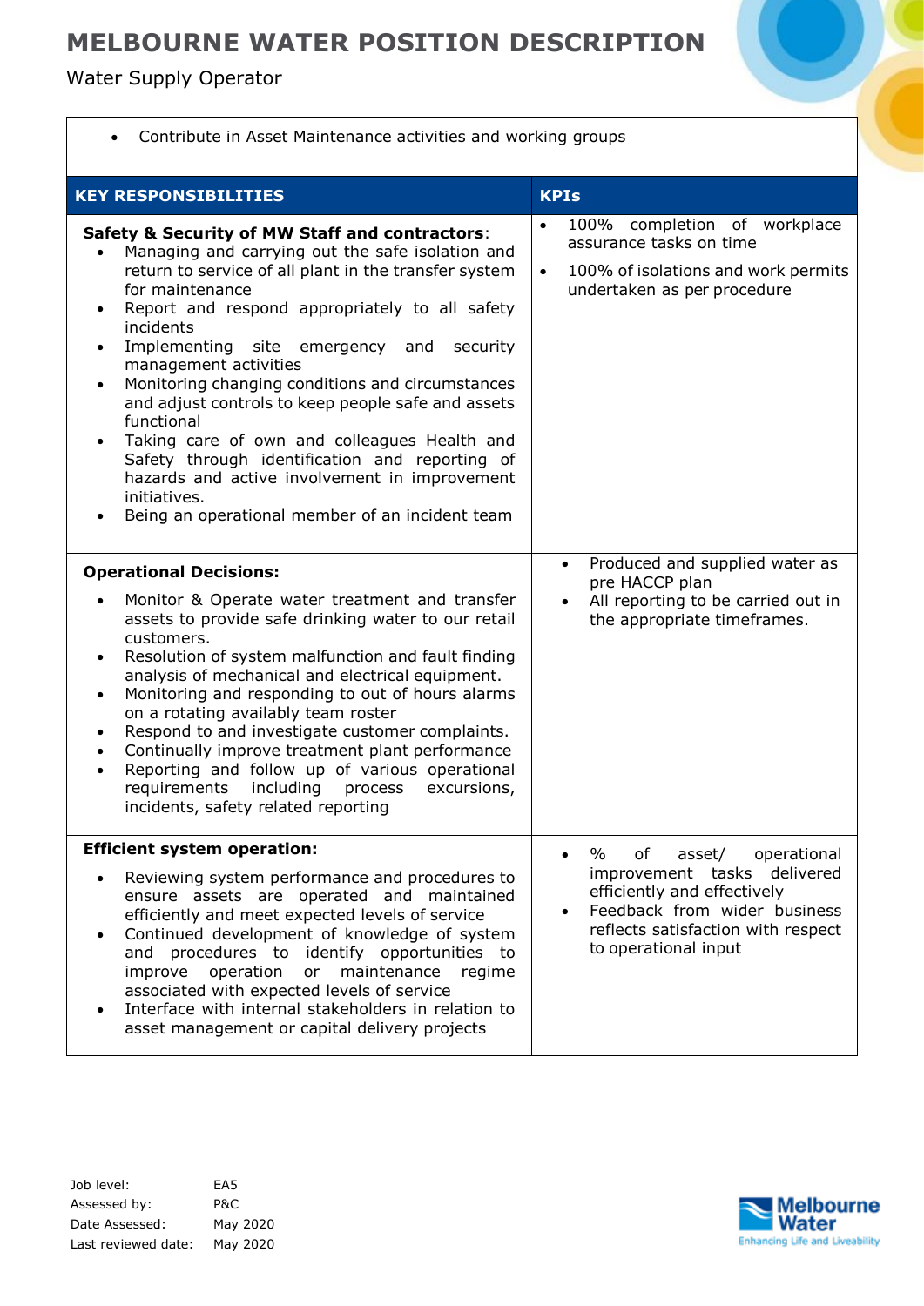- Contribute in Asset Maintenance activities and working groups

| KEY RESPONSIBILITIES | KPIs |
|---|---|
| **Safety & Security of MW Staff and contractors**:<br>• Managing and carrying out the safe isolation and return to service of all plant in the transfer system for maintenance<br>• Report and respond appropriately to all safety incidents<br>• Implementing site emergency and security management activities<br>• Monitoring changing conditions and circumstances and adjust controls to keep people safe and assets functional<br>• Taking care of own and colleagues Health and Safety through identification and reporting of hazards and active involvement in improvement initiatives.<br>• Being an operational member of an incident team | • 100% completion of workplace assurance tasks on time<br>• 100% of isolations and work permits undertaken as per procedure |
| **Operational Decisions:**<br>• Monitor & Operate water treatment and transfer assets to provide safe drinking water to our retail customers.<br>• Resolution of system malfunction and fault finding analysis of mechanical and electrical equipment.<br>• Monitoring and responding to out of hours alarms on a rotating availably team roster<br>• Respond to and investigate customer complaints.<br>• Continually improve treatment plant performance<br>• Reporting and follow up of various operational requirements including process excursions, incidents, safety related reporting | • Produced and supplied water as pre HACCP plan<br>• All reporting to be carried out in the appropriate timeframes. |
| **Efficient system operation:**<br>• Reviewing system performance and procedures to ensure assets are operated and maintained efficiently and meet expected levels of service<br>• Continued development of knowledge of system and procedures to identify opportunities to improve operation or maintenance regime associated with expected levels of service<br>• Interface with internal stakeholders in relation to asset management or capital delivery projects | • % of asset/ operational improvement tasks delivered efficiently and effectively<br>• Feedback from wider business reflects satisfaction with respect to operational input |

Job level: EA5
Assessed by: P&C
Date Assessed: May 2020
Last reviewed date: May 2020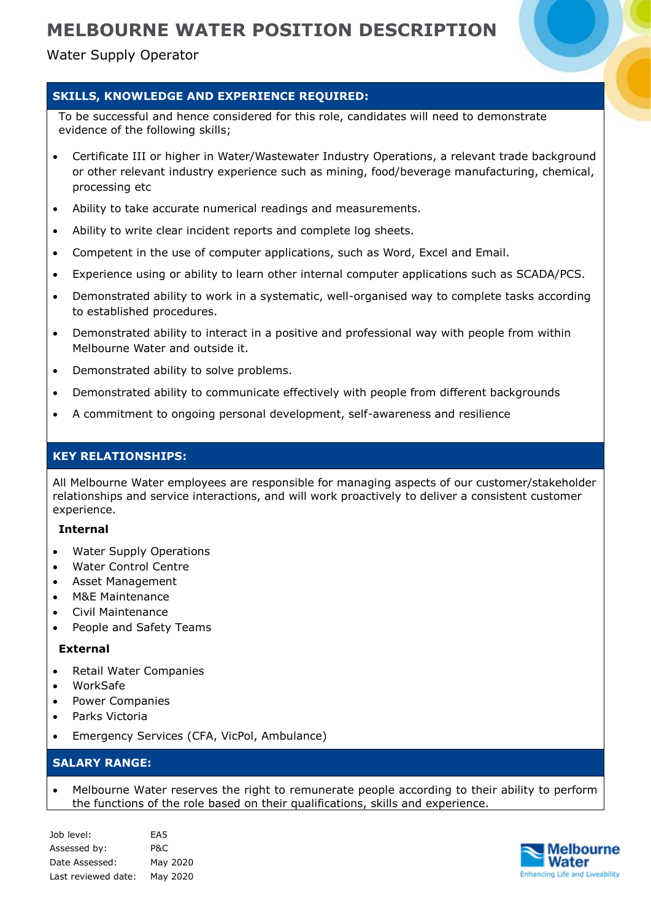# MELBOURNE WATER POSITION DESCRIPTION

Water Supply Operator

## SKILLS, KNOWLEDGE AND EXPERIENCE REQUIRED:

To be successful and hence considered for this role, candidates will need to demonstrate evidence of the following skills;

- Certificate III or higher in Water/Wastewater Industry Operations, a relevant trade background or other relevant industry experience such as mining, food/beverage manufacturing, chemical, processing etc
- Ability to take accurate numerical readings and measurements.
- Ability to write clear incident reports and complete log sheets.
- Competent in the use of computer applications, such as Word, Excel and Email.
- Experience using or ability to learn other internal computer applications such as SCADA/PCS.
- Demonstrated ability to work in a systematic, well-organised way to complete tasks according to established procedures.
- Demonstrated ability to interact in a positive and professional way with people from within Melbourne Water and outside it.
- Demonstrated ability to solve problems.
- Demonstrated ability to communicate effectively with people from different backgrounds
- A commitment to ongoing personal development, self-awareness and resilience

## KEY RELATIONSHIPS:

All Melbourne Water employees are responsible for managing aspects of our customer/stakeholder relationships and service interactions, and will work proactively to deliver a consistent customer experience.

**Internal**

- Water Supply Operations
- Water Control Centre
- Asset Management
- M&E Maintenance
- Civil Maintenance
- People and Safety Teams

**External**

- Retail Water Companies
- WorkSafe
- Power Companies
- Parks Victoria
- Emergency Services (CFA, VicPol, Ambulance)

## SALARY RANGE:

- Melbourne Water reserves the right to remunerate people according to their ability to perform the functions of the role based on their qualifications, skills and experience.

| | |
|---|---|
| Job level: | EA5 |
| Assessed by: | P&C |
| Date Assessed: | May 2020 |
| Last reviewed date: | May 2020 |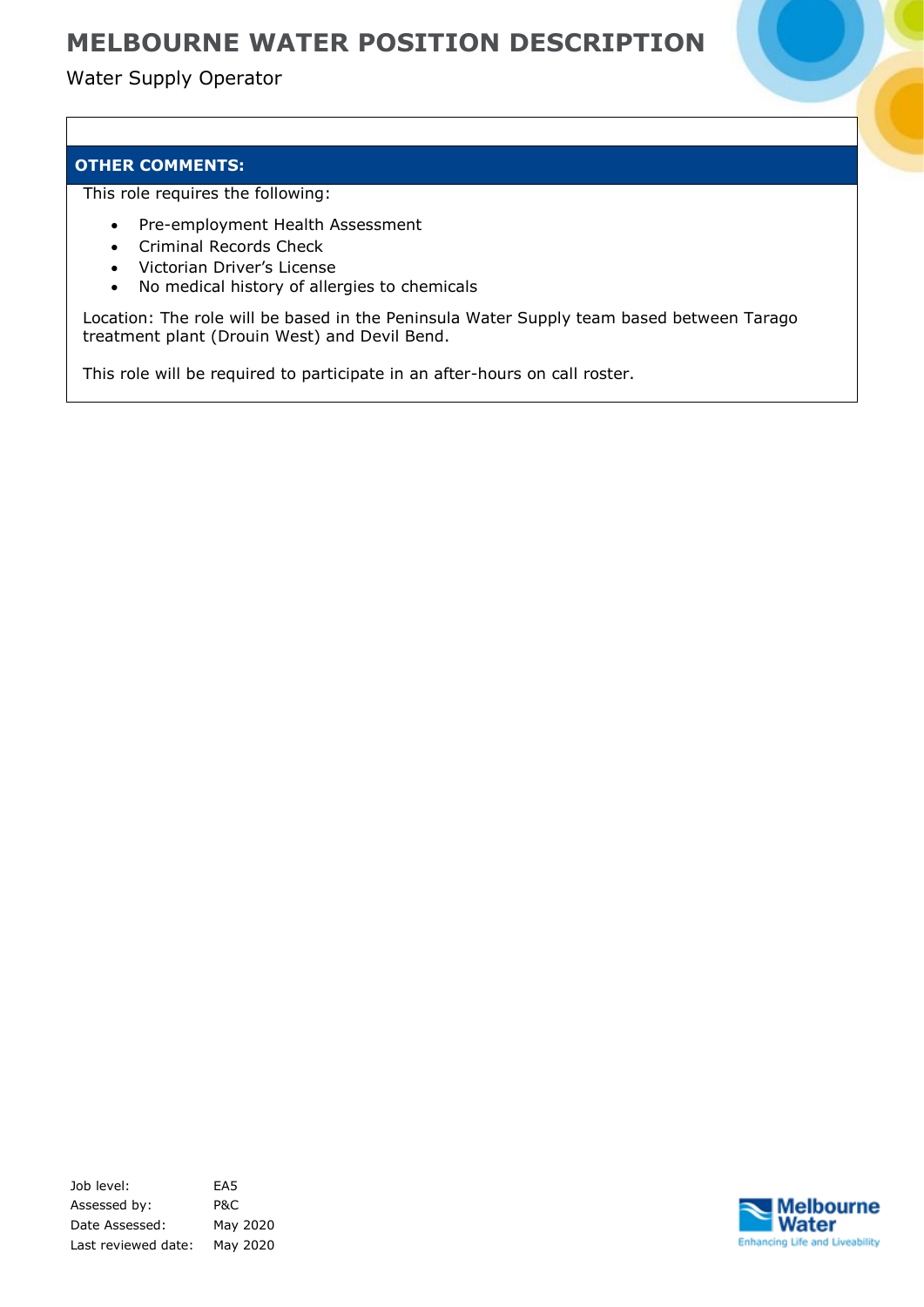## OTHER COMMENTS:

This role requires the following:

- Pre-employment Health Assessment
- Criminal Records Check
- Victorian Driver's License
- No medical history of allergies to chemicals

Location: The role will be based in the Peninsula Water Supply team based between Tarago treatment plant (Drouin West) and Devil Bend.

This role will be required to participate in an after-hours on call roster.

| | |
|---|---|
| Job level: | EA5 |
| Assessed by: | P&C |
| Date Assessed: | May 2020 |
| Last reviewed date: | May 2020 |